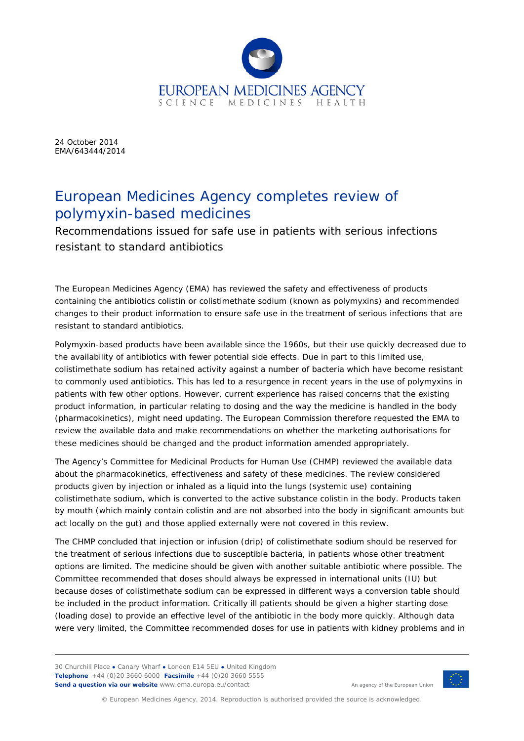24 October 2014
EMA/643444/2014

# European Medicines Agency completes review of polymyxin-based medicines

## Recommendations issued for safe use in patients with serious infections resistant to standard antibiotics

The European Medicines Agency (EMA) has reviewed the safety and effectiveness of products containing the antibiotics colistin or colistimethate sodium (known as polymyxins) and recommended changes to their product information to ensure safe use in the treatment of serious infections that are resistant to standard antibiotics.

Polymyxin-based products have been available since the 1960s, but their use quickly decreased due to the availability of antibiotics with fewer potential side effects. Due in part to this limited use, colistimethate sodium has retained activity against a number of bacteria which have become resistant to commonly used antibiotics. This has led to a resurgence in recent years in the use of polymyxins in patients with few other options. However, current experience has raised concerns that the existing product information, in particular relating to dosing and the way the medicine is handled in the body (pharmacokinetics), might need updating. The European Commission therefore requested the EMA to review the available data and make recommendations on whether the marketing authorisations for these medicines should be changed and the product information amended appropriately.

The Agency's Committee for Medicinal Products for Human Use (CHMP) reviewed the available data about the pharmacokinetics, effectiveness and safety of these medicines. The review considered products given by injection or inhaled as a liquid into the lungs (systemic use) containing colistimethate sodium, which is converted to the active substance colistin in the body. Products taken by mouth (which mainly contain colistin and are not absorbed into the body in significant amounts but act locally on the gut) and those applied externally were not covered in this review.

The CHMP concluded that injection or infusion (drip) of colistimethate sodium should be reserved for the treatment of serious infections due to susceptible bacteria, in patients whose other treatment options are limited. The medicine should be given with another suitable antibiotic where possible. The Committee recommended that doses should always be expressed in international units (IU) but because doses of colistimethate sodium can be expressed in different ways a conversion table should be included in the product information. Critically ill patients should be given a higher starting dose (loading dose) to provide an effective level of the antibiotic in the body more quickly. Although data were very limited, the Committee recommended doses for use in patients with kidney problems and in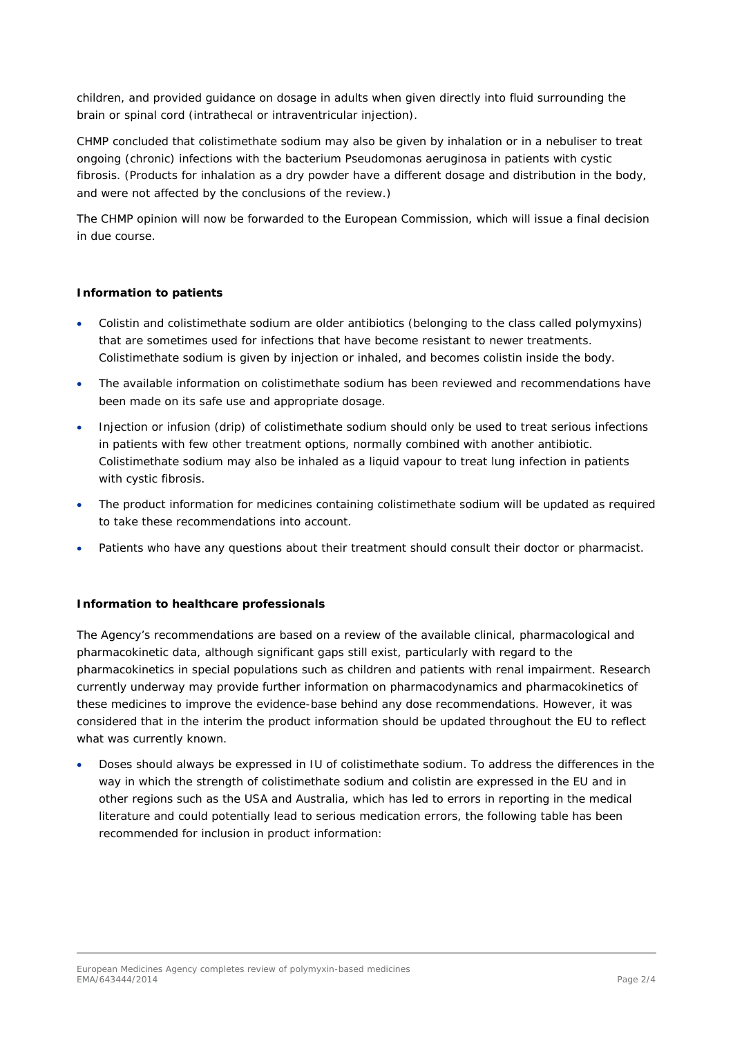children, and provided guidance on dosage in adults when given directly into fluid surrounding the brain or spinal cord (intrathecal or intraventricular injection).

CHMP concluded that colistimethate sodium may also be given by inhalation or in a nebuliser to treat ongoing (chronic) infections with the bacterium *Pseudomonas aeruginosa* in patients with cystic fibrosis. (Products for inhalation as a dry powder have a different dosage and distribution in the body, and were not affected by the conclusions of the review.)

The CHMP opinion will now be forwarded to the European Commission, which will issue a final decision in due course.

**Information to patients**

- Colistin and colistimethate sodium are older antibiotics (belonging to the class called polymyxins) that are sometimes used for infections that have become resistant to newer treatments. Colistimethate sodium is given by injection or inhaled, and becomes colistin inside the body.
- The available information on colistimethate sodium has been reviewed and recommendations have been made on its safe use and appropriate dosage.
- Injection or infusion (drip) of colistimethate sodium should only be used to treat serious infections in patients with few other treatment options, normally combined with another antibiotic. Colistimethate sodium may also be inhaled as a liquid vapour to treat lung infection in patients with cystic fibrosis.
- The product information for medicines containing colistimethate sodium will be updated as required to take these recommendations into account.
- Patients who have any questions about their treatment should consult their doctor or pharmacist.

**Information to healthcare professionals**

The Agency's recommendations are based on a review of the available clinical, pharmacological and pharmacokinetic data, although significant gaps still exist, particularly with regard to the pharmacokinetics in special populations such as children and patients with renal impairment. Research currently underway may provide further information on pharmacodynamics and pharmacokinetics of these medicines to improve the evidence-base behind any dose recommendations. However, it was considered that in the interim the product information should be updated throughout the EU to reflect what was currently known.

- Doses should always be expressed in IU of colistimethate sodium. To address the differences in the way in which the strength of colistimethate sodium and colistin are expressed in the EU and in other regions such as the USA and Australia, which has led to errors in reporting in the medical literature and could potentially lead to serious medication errors, the following table has been recommended for inclusion in product information: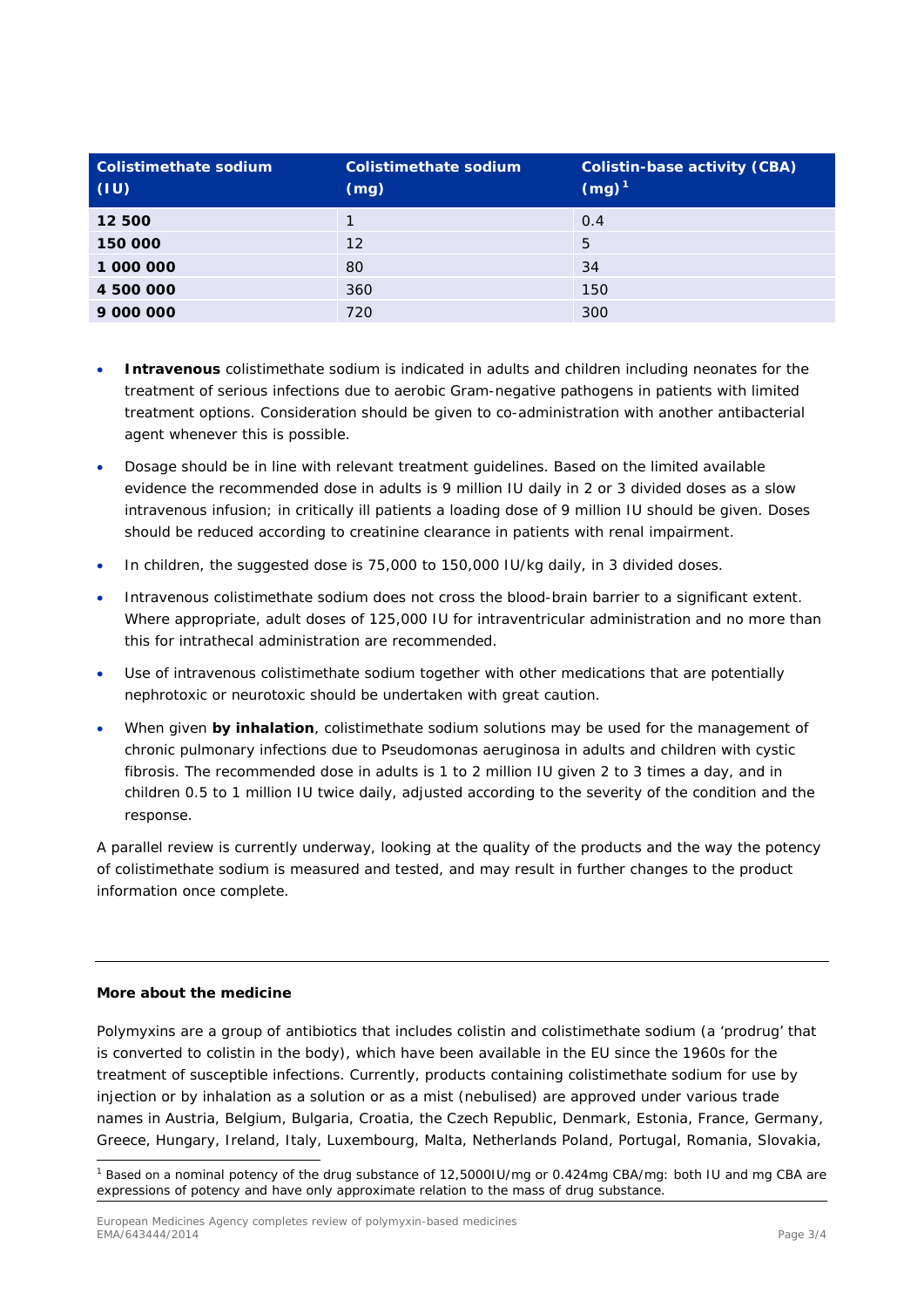| Colistimethate sodium (IU) | Colistimethate sodium (mg) | Colistin-base activity (CBA) (mg)[1] |
|---|---|---|
| **12 500** | 1 | 0.4 |
| **150 000** | 12 | 5 |
| **1 000 000** | 80 | 34 |
| **4 500 000** | 360 | 150 |
| **9 000 000** | 720 | 300 |

- **Intravenous** colistimethate sodium is indicated in adults and children including neonates for the treatment of serious infections due to aerobic Gram-negative pathogens in patients with limited treatment options. Consideration should be given to co-administration with another antibacterial agent whenever this is possible.
- Dosage should be in line with relevant treatment guidelines. Based on the limited available evidence the recommended dose in adults is 9 million IU daily in 2 or 3 divided doses as a slow intravenous infusion; in critically ill patients a loading dose of 9 million IU should be given. Doses should be reduced according to creatinine clearance in patients with renal impairment.
- In children, the suggested dose is 75,000 to 150,000 IU/kg daily, in 3 divided doses.
- Intravenous colistimethate sodium does not cross the blood-brain barrier to a significant extent. Where appropriate, adult doses of 125,000 IU for intraventricular administration and no more than this for intrathecal administration are recommended.
- Use of intravenous colistimethate sodium together with other medications that are potentially nephrotoxic or neurotoxic should be undertaken with great caution.
- When given **by inhalation**, colistimethate sodium solutions may be used for the management of chronic pulmonary infections due to Pseudomonas aeruginosa in adults and children with cystic fibrosis. The recommended dose in adults is 1 to 2 million IU given 2 to 3 times a day, and in children 0.5 to 1 million IU twice daily, adjusted according to the severity of the condition and the response.

A parallel review is currently underway, looking at the quality of the products and the way the potency of colistimethate sodium is measured and tested, and may result in further changes to the product information once complete.

---

**More about the medicine**

Polymyxins are a group of antibiotics that includes colistin and colistimethate sodium (a 'prodrug' that is converted to colistin in the body), which have been available in the EU since the 1960s for the treatment of susceptible infections. Currently, products containing colistimethate sodium for use by injection or by inhalation as a solution or as a mist (nebulised) are approved under various trade names in Austria, Belgium, Bulgaria, Croatia, the Czech Republic, Denmark, Estonia, France, Germany, Greece, Hungary, Ireland, Italy, Luxembourg, Malta, Netherlands Poland, Portugal, Romania, Slovakia,

[1] Based on a nominal potency of the drug substance of 12,5000IU/mg or 0.424mg CBA/mg: both IU and mg CBA are expressions of potency and have only approximate relation to the mass of drug substance.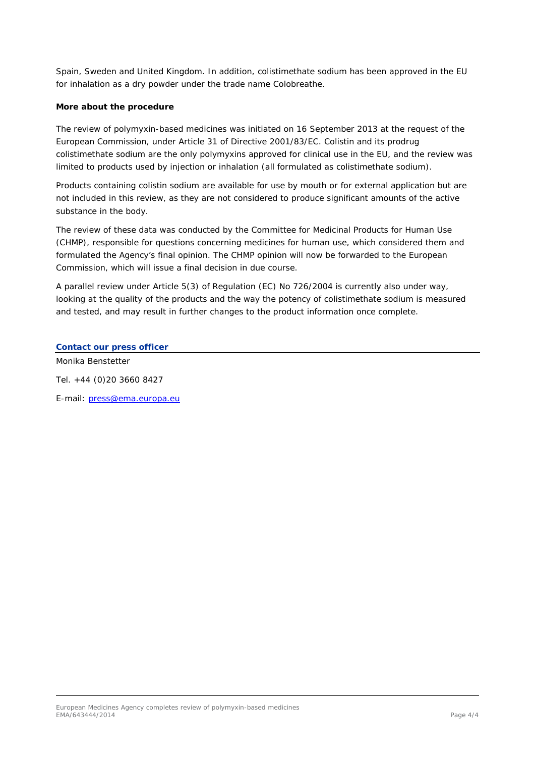Spain, Sweden and United Kingdom. In addition, colistimethate sodium has been approved in the EU for inhalation as a dry powder under the trade name Colobreathe.

**More about the procedure**

The review of polymyxin-based medicines was initiated on 16 September 2013 at the request of the European Commission, under Article 31 of Directive 2001/83/EC. Colistin and its prodrug colistimethate sodium are the only polymyxins approved for clinical use in the EU, and the review was limited to products used by injection or inhalation (all formulated as colistimethate sodium).

Products containing colistin sodium are available for use by mouth or for external application but are not included in this review, as they are not considered to produce significant amounts of the active substance in the body.

The review of these data was conducted by the Committee for Medicinal Products for Human Use (CHMP), responsible for questions concerning medicines for human use, which considered them and formulated the Agency's final opinion. The CHMP opinion will now be forwarded to the European Commission, which will issue a final decision in due course.

A parallel review under Article 5(3) of Regulation (EC) No 726/2004 is currently also under way, looking at the quality of the products and the way the potency of colistimethate sodium is measured and tested, and may result in further changes to the product information once complete.

**Contact our press officer**

Monika Benstetter

Tel. +44 (0)20 3660 8427

E-mail: press@ema.europa.eu